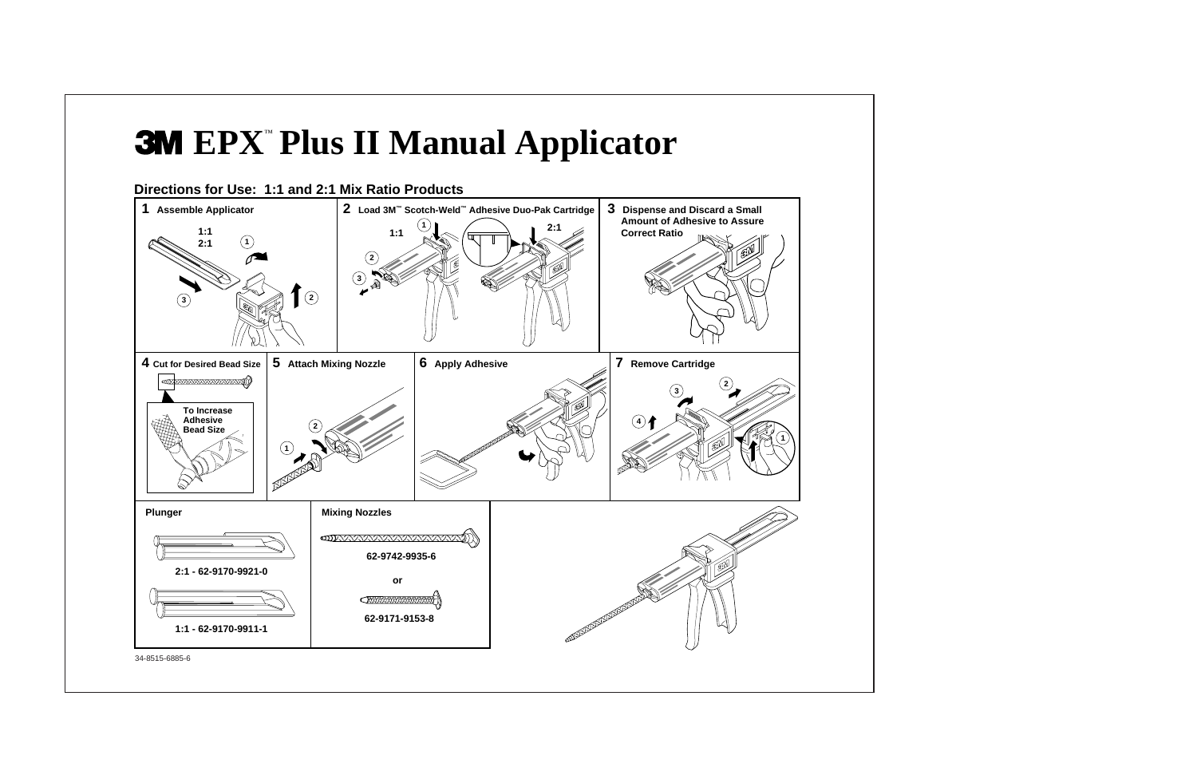# 3M EPX™ Plus II Manual Applicator

## Directions for Use: 1:1 and 2:1 Mix Ratio Products

**1 Assemble Applicator**

1:1
2:1

1 2 3

**2 Load 3M™ Scotch-Weld™ Adhesive Duo-Pak Cartridge**

1:1 2:1

1 2 3

**3 Dispense and Discard a Small Amount of Adhesive to Assure Correct Ratio**

**4 Cut for Desired Bead Size**

To Increase Adhesive Bead Size

**5 Attach Mixing Nozzle**

1 2

**6 Apply Adhesive**

**7 Remove Cartridge**

1 2 3 4

**Plunger**

2:1 - 62-9170-9921-0

1:1 - 62-9170-9911-1

**Mixing Nozzles**

62-9742-9935-6

or

62-9171-9153-8

34-8515-6885-6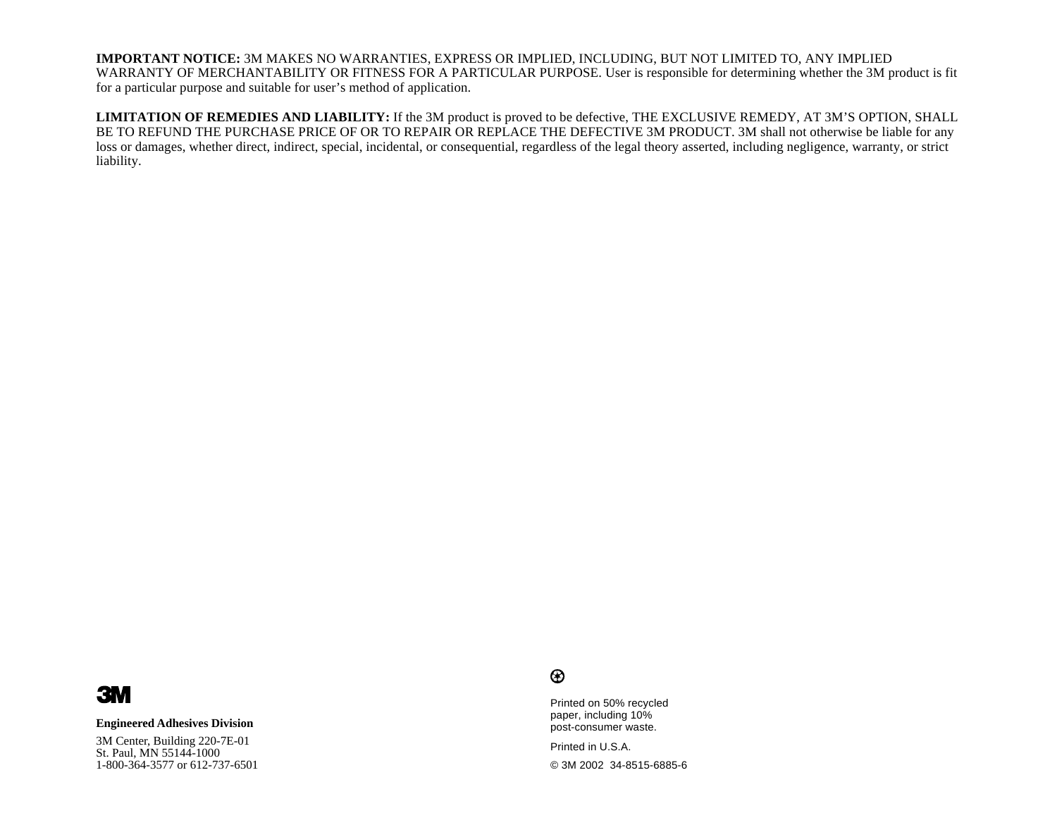**IMPORTANT NOTICE:** 3M MAKES NO WARRANTIES, EXPRESS OR IMPLIED, INCLUDING, BUT NOT LIMITED TO, ANY IMPLIED WARRANTY OF MERCHANTABILITY OR FITNESS FOR A PARTICULAR PURPOSE. User is responsible for determining whether the 3M product is fit for a particular purpose and suitable for user's method of application.

**LIMITATION OF REMEDIES AND LIABILITY:** If the 3M product is proved to be defective, THE EXCLUSIVE REMEDY, AT 3M'S OPTION, SHALL BE TO REFUND THE PURCHASE PRICE OF OR TO REPAIR OR REPLACE THE DEFECTIVE 3M PRODUCT. 3M shall not otherwise be liable for any loss or damages, whether direct, indirect, special, incidental, or consequential, regardless of the legal theory asserted, including negligence, warranty, or strict liability.

**3M**

**Engineered Adhesives Division**

3M Center, Building 220-7E-01
St. Paul, MN 55144-1000
1-800-364-3577 or 612-737-6501

Printed on 50% recycled paper, including 10% post-consumer waste.

Printed in U.S.A.

© 3M 2002 34-8515-6885-6